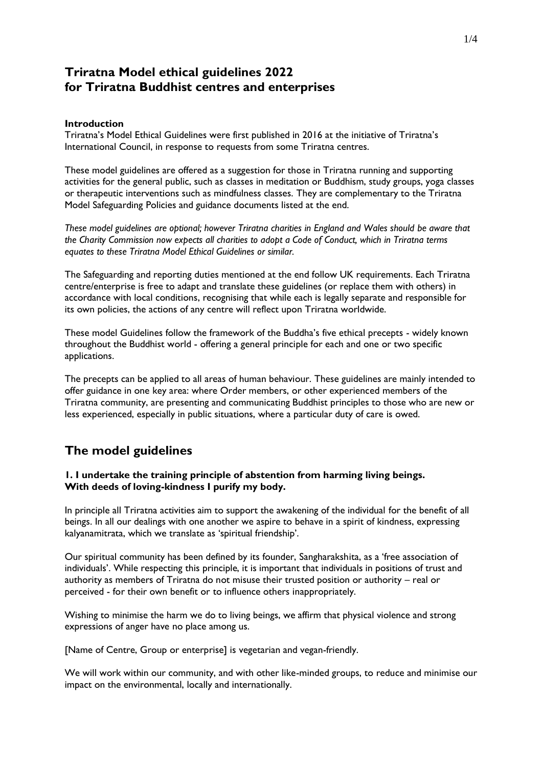# Triratna Model ethical guidelines 2022 for Triratna Buddhist centres and enterprises

**Introduction**

Triratna's Model Ethical Guidelines were first published in 2016 at the initiative of Triratna's International Council, in response to requests from some Triratna centres.

These model guidelines are offered as a suggestion for those in Triratna running and supporting activities for the general public, such as classes in meditation or Buddhism, study groups, yoga classes or therapeutic interventions such as mindfulness classes. They are complementary to the Triratna Model Safeguarding Policies and guidance documents listed at the end.

*These model guidelines are optional; however Triratna charities in England and Wales should be aware that the Charity Commission now expects all charities to adopt a Code of Conduct, which in Triratna terms equates to these Triratna Model Ethical Guidelines or similar.*

The Safeguarding and reporting duties mentioned at the end follow UK requirements. Each Triratna centre/enterprise is free to adapt and translate these guidelines (or replace them with others) in accordance with local conditions, recognising that while each is legally separate and responsible for its own policies, the actions of any centre will reflect upon Triratna worldwide.

These model Guidelines follow the framework of the Buddha's five ethical precepts - widely known throughout the Buddhist world - offering a general principle for each and one or two specific applications.

The precepts can be applied to all areas of human behaviour. These guidelines are mainly intended to offer guidance in one key area: where Order members, or other experienced members of the Triratna community, are presenting and communicating Buddhist principles to those who are new or less experienced, especially in public situations, where a particular duty of care is owed.

## The model guidelines

**1. I undertake the training principle of abstention from harming living beings.**
**With deeds of loving-kindness I purify my body.**

In principle all Triratna activities aim to support the awakening of the individual for the benefit of all beings. In all our dealings with one another we aspire to behave in a spirit of kindness, expressing kalyanamitrata, which we translate as 'spiritual friendship'.

Our spiritual community has been defined by its founder, Sangharakshita, as a 'free association of individuals'. While respecting this principle, it is important that individuals in positions of trust and authority as members of Triratna do not misuse their trusted position or authority – real or perceived - for their own benefit or to influence others inappropriately.

Wishing to minimise the harm we do to living beings, we affirm that physical violence and strong expressions of anger have no place among us.

[Name of Centre, Group or enterprise] is vegetarian and vegan-friendly.

We will work within our community, and with other like-minded groups, to reduce and minimise our impact on the environmental, locally and internationally.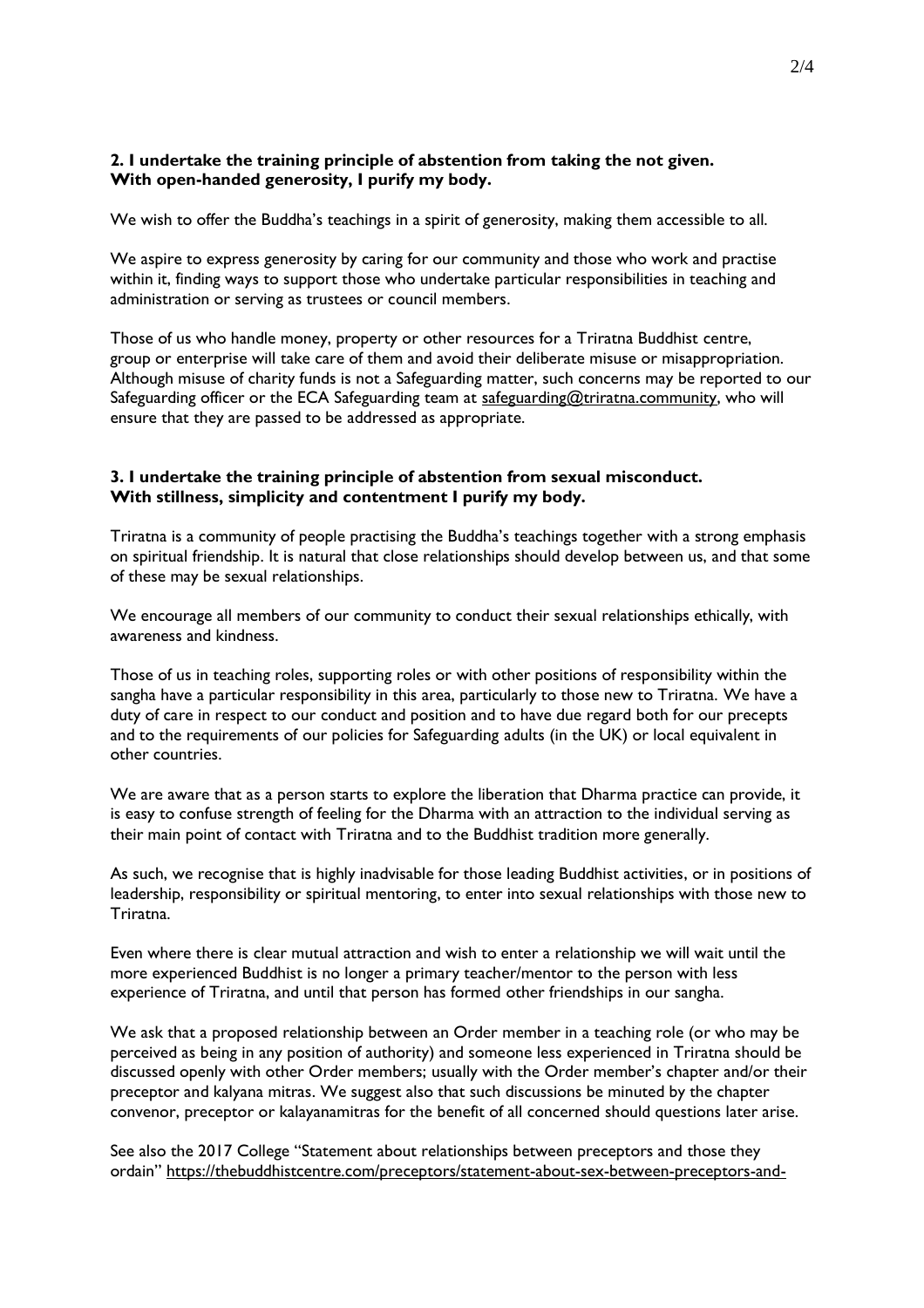**2. I undertake the training principle of abstention from taking the not given.**
**With open-handed generosity, I purify my body.**

We wish to offer the Buddha's teachings in a spirit of generosity, making them accessible to all.

We aspire to express generosity by caring for our community and those who work and practise within it, finding ways to support those who undertake particular responsibilities in teaching and administration or serving as trustees or council members.

Those of us who handle money, property or other resources for a Triratna Buddhist centre, group or enterprise will take care of them and avoid their deliberate misuse or misappropriation. Although misuse of charity funds is not a Safeguarding matter, such concerns may be reported to our Safeguarding officer or the ECA Safeguarding team at safeguarding@triratna.community, who will ensure that they are passed to be addressed as appropriate.

**3. I undertake the training principle of abstention from sexual misconduct.**
**With stillness, simplicity and contentment I purify my body.**

Triratna is a community of people practising the Buddha's teachings together with a strong emphasis on spiritual friendship. It is natural that close relationships should develop between us, and that some of these may be sexual relationships.

We encourage all members of our community to conduct their sexual relationships ethically, with awareness and kindness.

Those of us in teaching roles, supporting roles or with other positions of responsibility within the sangha have a particular responsibility in this area, particularly to those new to Triratna. We have a duty of care in respect to our conduct and position and to have due regard both for our precepts and to the requirements of our policies for Safeguarding adults (in the UK) or local equivalent in other countries.

We are aware that as a person starts to explore the liberation that Dharma practice can provide, it is easy to confuse strength of feeling for the Dharma with an attraction to the individual serving as their main point of contact with Triratna and to the Buddhist tradition more generally.

As such, we recognise that is highly inadvisable for those leading Buddhist activities, or in positions of leadership, responsibility or spiritual mentoring, to enter into sexual relationships with those new to Triratna.

Even where there is clear mutual attraction and wish to enter a relationship we will wait until the more experienced Buddhist is no longer a primary teacher/mentor to the person with less experience of Triratna, and until that person has formed other friendships in our sangha.

We ask that a proposed relationship between an Order member in a teaching role (or who may be perceived as being in any position of authority) and someone less experienced in Triratna should be discussed openly with other Order members; usually with the Order member's chapter and/or their preceptor and kalyana mitras. We suggest also that such discussions be minuted by the chapter convenor, preceptor or kalayanamitras for the benefit of all concerned should questions later arise.

See also the 2017 College "Statement about relationships between preceptors and those they ordain" https://thebuddhistcentre.com/preceptors/statement-about-sex-between-preceptors-and-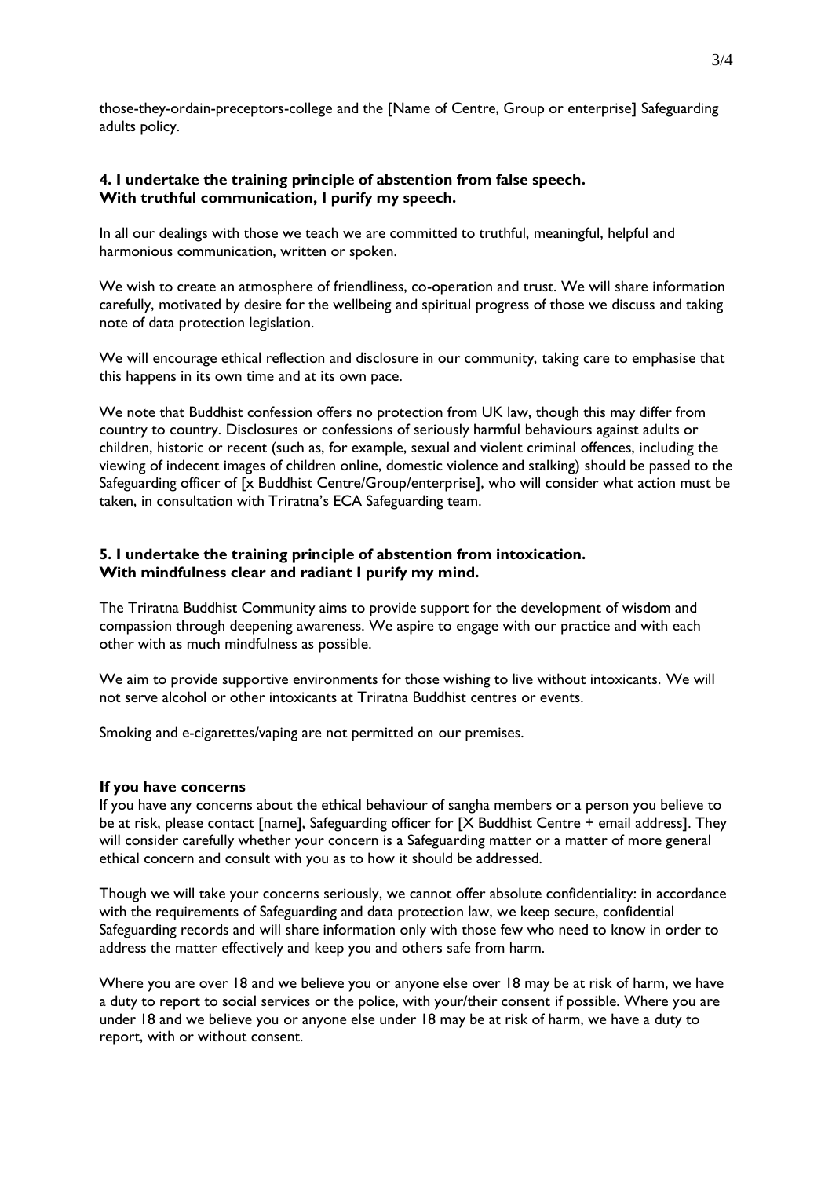those-they-ordain-preceptors-college and the [Name of Centre, Group or enterprise] Safeguarding adults policy.

**4. I undertake the training principle of abstention from false speech.**
**With truthful communication, I purify my speech.**

In all our dealings with those we teach we are committed to truthful, meaningful, helpful and harmonious communication, written or spoken.

We wish to create an atmosphere of friendliness, co-operation and trust. We will share information carefully, motivated by desire for the wellbeing and spiritual progress of those we discuss and taking note of data protection legislation.

We will encourage ethical reflection and disclosure in our community, taking care to emphasise that this happens in its own time and at its own pace.

We note that Buddhist confession offers no protection from UK law, though this may differ from country to country. Disclosures or confessions of seriously harmful behaviours against adults or children, historic or recent (such as, for example, sexual and violent criminal offences, including the viewing of indecent images of children online, domestic violence and stalking) should be passed to the Safeguarding officer of [x Buddhist Centre/Group/enterprise], who will consider what action must be taken, in consultation with Triratna's ECA Safeguarding team.

**5. I undertake the training principle of abstention from intoxication.**
**With mindfulness clear and radiant I purify my mind.**

The Triratna Buddhist Community aims to provide support for the development of wisdom and compassion through deepening awareness. We aspire to engage with our practice and with each other with as much mindfulness as possible.

We aim to provide supportive environments for those wishing to live without intoxicants. We will not serve alcohol or other intoxicants at Triratna Buddhist centres or events.

Smoking and e-cigarettes/vaping are not permitted on our premises.

**If you have concerns**

If you have any concerns about the ethical behaviour of sangha members or a person you believe to be at risk, please contact [name], Safeguarding officer for [X Buddhist Centre + email address]. They will consider carefully whether your concern is a Safeguarding matter or a matter of more general ethical concern and consult with you as to how it should be addressed.

Though we will take your concerns seriously, we cannot offer absolute confidentiality: in accordance with the requirements of Safeguarding and data protection law, we keep secure, confidential Safeguarding records and will share information only with those few who need to know in order to address the matter effectively and keep you and others safe from harm.

Where you are over 18 and we believe you or anyone else over 18 may be at risk of harm, we have a duty to report to social services or the police, with your/their consent if possible. Where you are under 18 and we believe you or anyone else under 18 may be at risk of harm, we have a duty to report, with or without consent.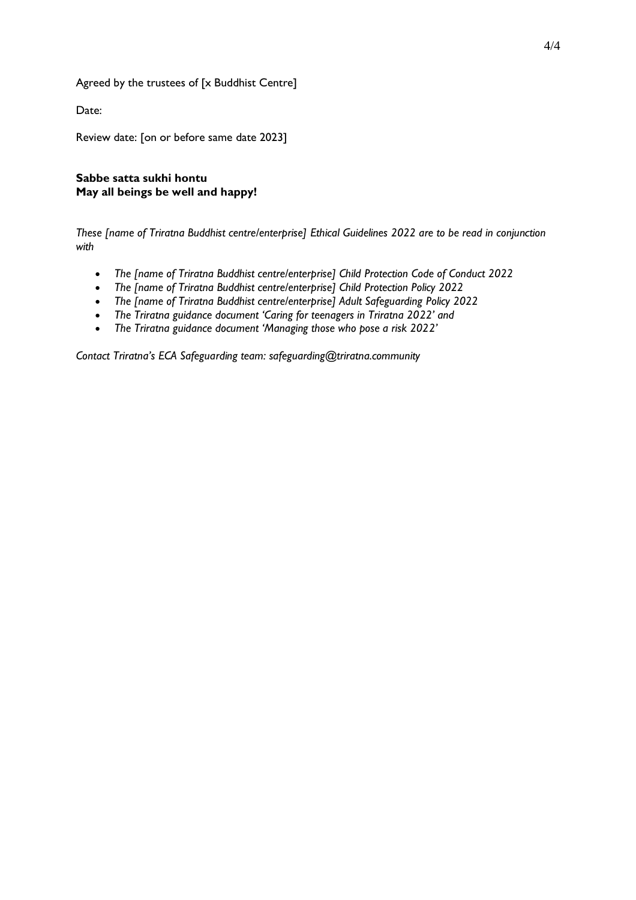Agreed by the trustees of [x Buddhist Centre]

Date:

Review date: [on or before same date 2023]

**Sabbe satta sukhi hontu**
**May all beings be well and happy!**

*These [name of Triratna Buddhist centre/enterprise] Ethical Guidelines 2022 are to be read in conjunction with*

- *The [name of Triratna Buddhist centre/enterprise] Child Protection Code of Conduct 2022*
- *The [name of Triratna Buddhist centre/enterprise] Child Protection Policy 2022*
- *The [name of Triratna Buddhist centre/enterprise] Adult Safeguarding Policy 2022*
- *The Triratna guidance document 'Caring for teenagers in Triratna 2022' and*
- *The Triratna guidance document 'Managing those who pose a risk 2022'*

*Contact Triratna's ECA Safeguarding team: safeguarding@triratna.community*